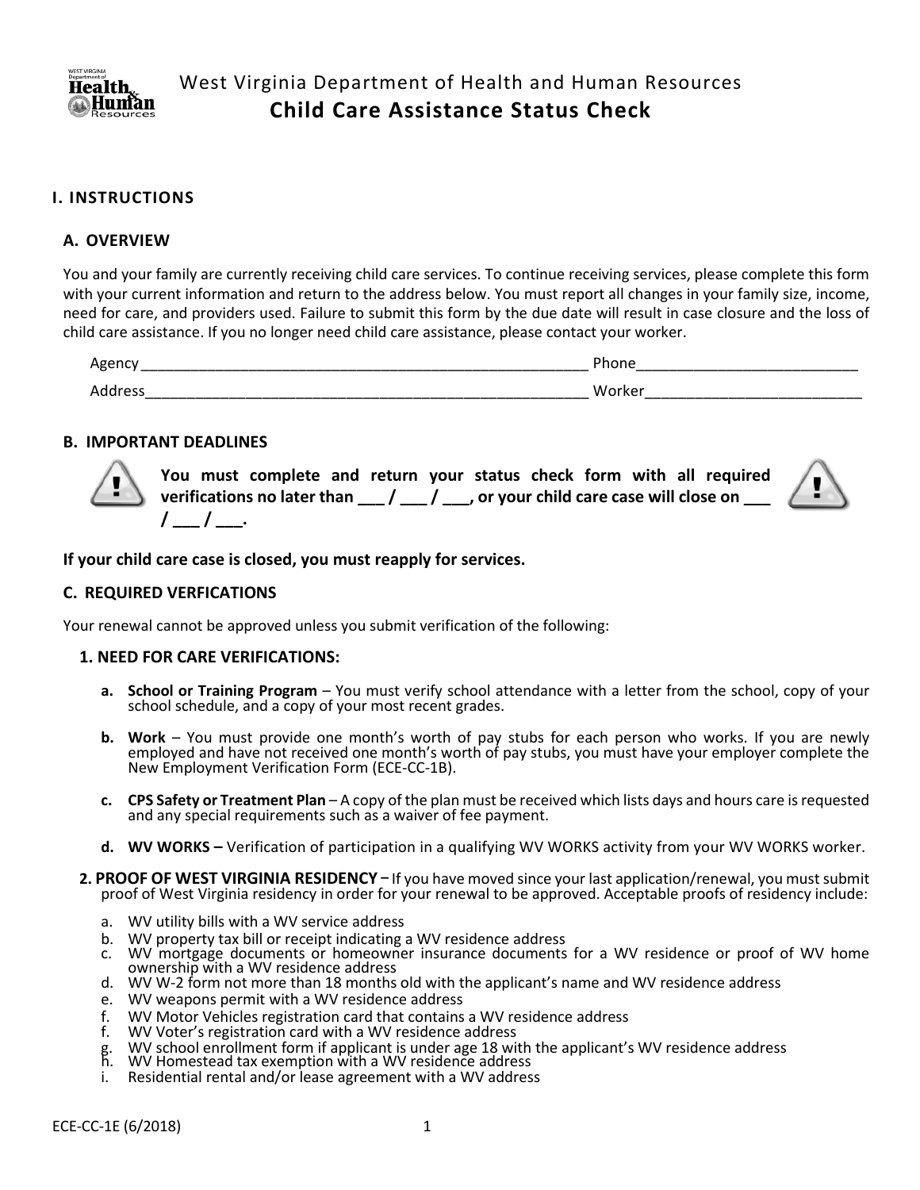West Virginia Department of Health and Human Resources

# Child Care Assistance Status Check

## I. INSTRUCTIONS

### A. OVERVIEW

You and your family are currently receiving child care services. To continue receiving services, please complete this form with your current information and return to the address below. You must report all changes in your family size, income, need for care, and providers used. Failure to submit this form by the due date will result in case closure and the loss of child care assistance. If you no longer need child care assistance, please contact your worker.

Agency ________________________________________________________ Phone__________________________

Address________________________________________________________ Worker__________________________

### B. IMPORTANT DEADLINES

**You must complete and return your status check form with all required verifications no later than ___ / ___ / ___, or your child care case will close on ___ / ___ / ___.**

**If your child care case is closed, you must reapply for services.**

### C. REQUIRED VERFICATIONS

Your renewal cannot be approved unless you submit verification of the following:

#### 1. NEED FOR CARE VERIFICATIONS:

- **a. School or Training Program** – You must verify school attendance with a letter from the school, copy of your school schedule, and a copy of your most recent grades.
- **b. Work** – You must provide one month's worth of pay stubs for each person who works. If you are newly employed and have not received one month's worth of pay stubs, you must have your employer complete the New Employment Verification Form (ECE-CC-1B).
- **c. CPS Safety or Treatment Plan** – A copy of the plan must be received which lists days and hours care is requested and any special requirements such as a waiver of fee payment.
- **d. WV WORKS –** Verification of participation in a qualifying WV WORKS activity from your WV WORKS worker.

**2. PROOF OF WEST VIRGINIA RESIDENCY** – If you have moved since your last application/renewal, you must submit proof of West Virginia residency in order for your renewal to be approved. Acceptable proofs of residency include:

- a. WV utility bills with a WV service address
- b. WV property tax bill or receipt indicating a WV residence address
- c. WV mortgage documents or homeowner insurance documents for a WV residence or proof of WV home ownership with a WV residence address
- d. WV W-2 form not more than 18 months old with the applicant's name and WV residence address
- e. WV weapons permit with a WV residence address
- f. WV Motor Vehicles registration card that contains a WV residence address
- f. WV Voter's registration card with a WV residence address
- g. WV school enrollment form if applicant is under age 18 with the applicant's WV residence address
- h. WV Homestead tax exemption with a WV residence address
- i. Residential rental and/or lease agreement with a WV address

ECE-CC-1E (6/2018)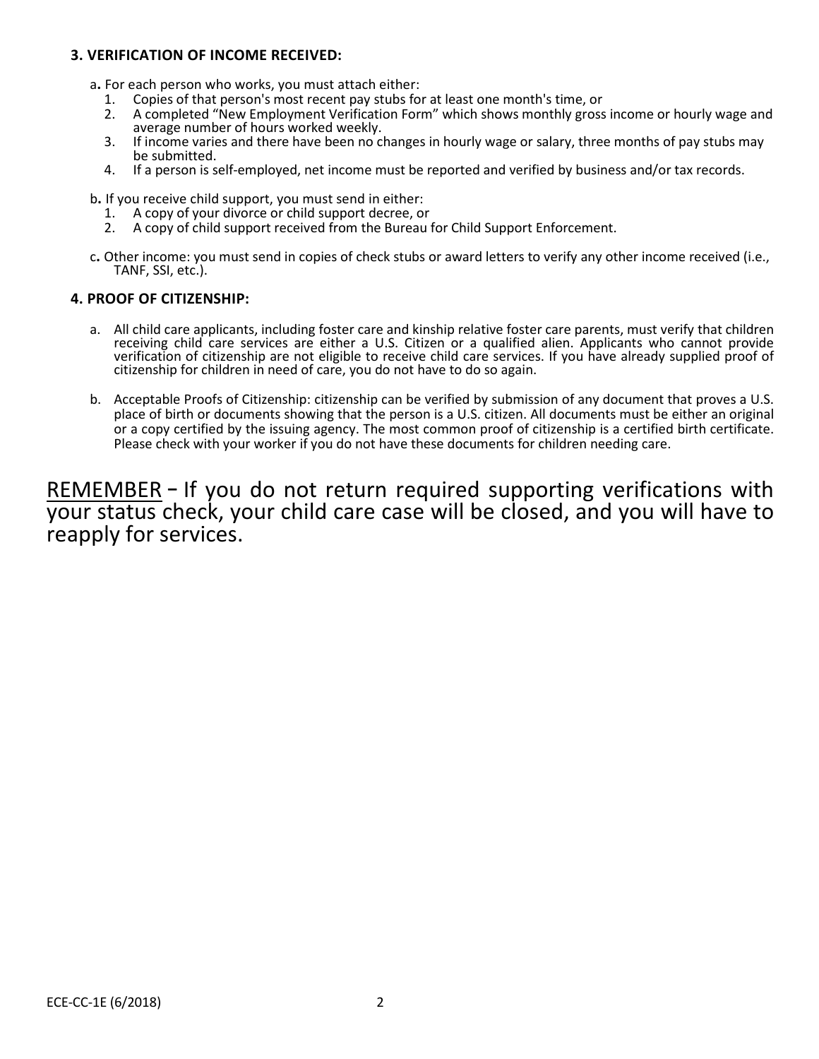### 3. VERIFICATION OF INCOME RECEIVED:

a. For each person who works, you must attach either:

1. Copies of that person's most recent pay stubs for at least one month's time, or
2. A completed "New Employment Verification Form" which shows monthly gross income or hourly wage and average number of hours worked weekly.
3. If income varies and there have been no changes in hourly wage or salary, three months of pay stubs may be submitted.
4. If a person is self-employed, net income must be reported and verified by business and/or tax records.

b. If you receive child support, you must send in either:

1. A copy of your divorce or child support decree, or
2. A copy of child support received from the Bureau for Child Support Enforcement.

c. Other income: you must send in copies of check stubs or award letters to verify any other income received (i.e., TANF, SSI, etc.).

### 4. PROOF OF CITIZENSHIP:

a. All child care applicants, including foster care and kinship relative foster care parents, must verify that children receiving child care services are either a U.S. Citizen or a qualified alien. Applicants who cannot provide verification of citizenship are not eligible to receive child care services. If you have already supplied proof of citizenship for children in need of care, you do not have to do so again.

b. Acceptable Proofs of Citizenship: citizenship can be verified by submission of any document that proves a U.S. place of birth or documents showing that the person is a U.S. citizen. All documents must be either an original or a copy certified by the issuing agency. The most common proof of citizenship is a certified birth certificate. Please check with your worker if you do not have these documents for children needing care.

REMEMBER – If you do not return required supporting verifications with your status check, your child care case will be closed, and you will have to reapply for services.

ECE-CC-1E (6/2018)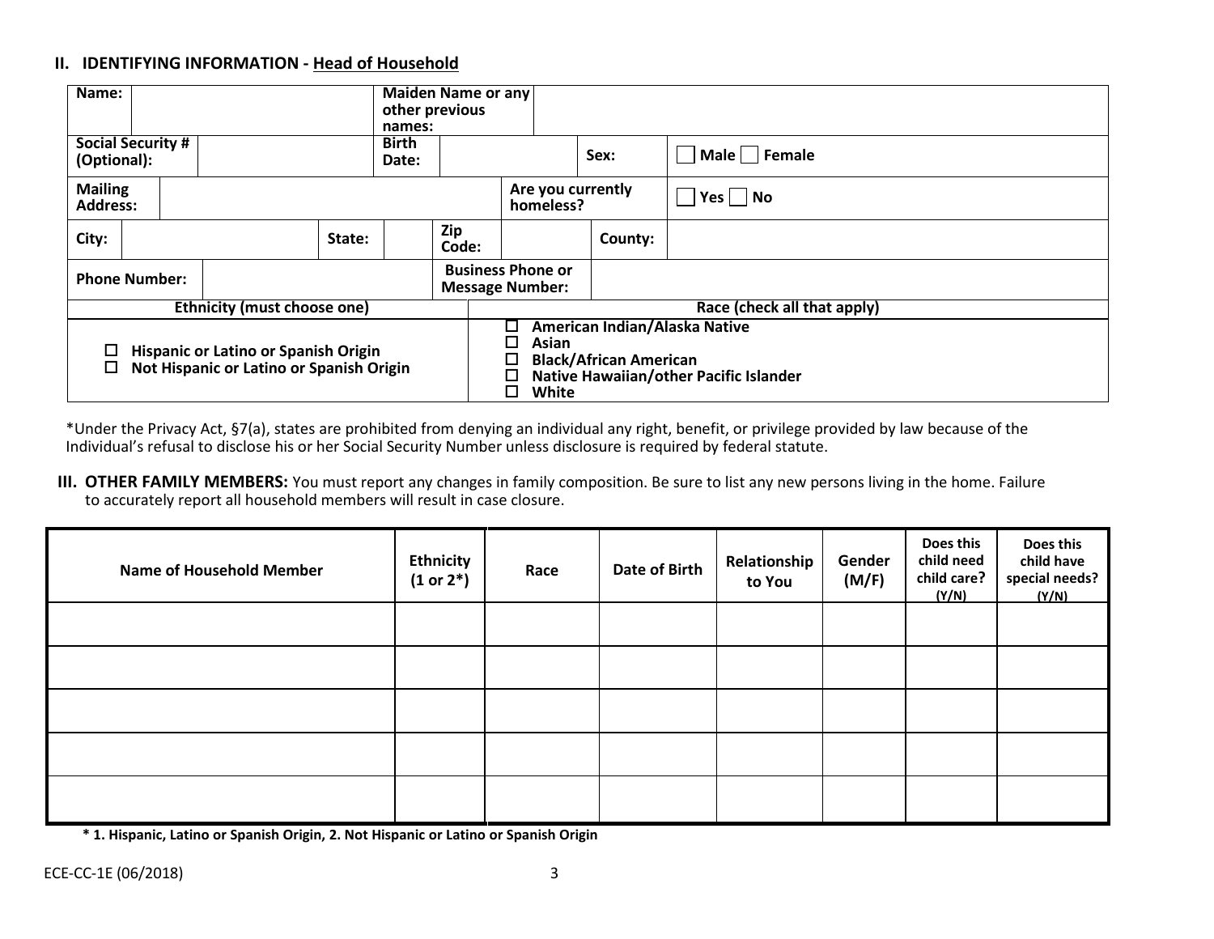## II. IDENTIFYING INFORMATION - Head of Household

| Name: | | Maiden Name or any other previous names: | | | |
|---|---|---|---|---|---|
| Social Security # (Optional): | | Birth Date: | | Sex: | ☐ Male ☐ Female |
| Mailing Address: | | | Are you currently homeless? | | ☐ Yes ☐ No |
| City: | State: | | Zip Code: | County: | |
| Phone Number: | | | Business Phone or Message Number: | | |

| Ethnicity (must choose one) | Race (check all that apply) |
|---|---|
| ☐ Hispanic or Latino or Spanish Origin<br>☐ Not Hispanic or Latino or Spanish Origin | ☐ American Indian/Alaska Native<br>☐ Asian<br>☐ Black/African American<br>☐ Native Hawaiian/other Pacific Islander<br>☐ White |

*Under the Privacy Act, §7(a), states are prohibited from denying an individual any right, benefit, or privilege provided by law because of the Individual's refusal to disclose his or her Social Security Number unless disclosure is required by federal statute.

**III. OTHER FAMILY MEMBERS:** You must report any changes in family composition. Be sure to list any new persons living in the home. Failure to accurately report all household members will result in case closure.

| Name of Household Member | Ethnicity (1 or 2*) | Race | Date of Birth | Relationship to You | Gender (M/F) | Does this child need child care? (Y/N) | Does this child have special needs? (Y/N) |
|---|---|---|---|---|---|---|---|
| | | | | | | | |
| | | | | | | | |
| | | | | | | | |
| | | | | | | | |
| | | | | | | | |

**\* 1. Hispanic, Latino or Spanish Origin, 2. Not Hispanic or Latino or Spanish Origin**

ECE-CC-1E (06/2018)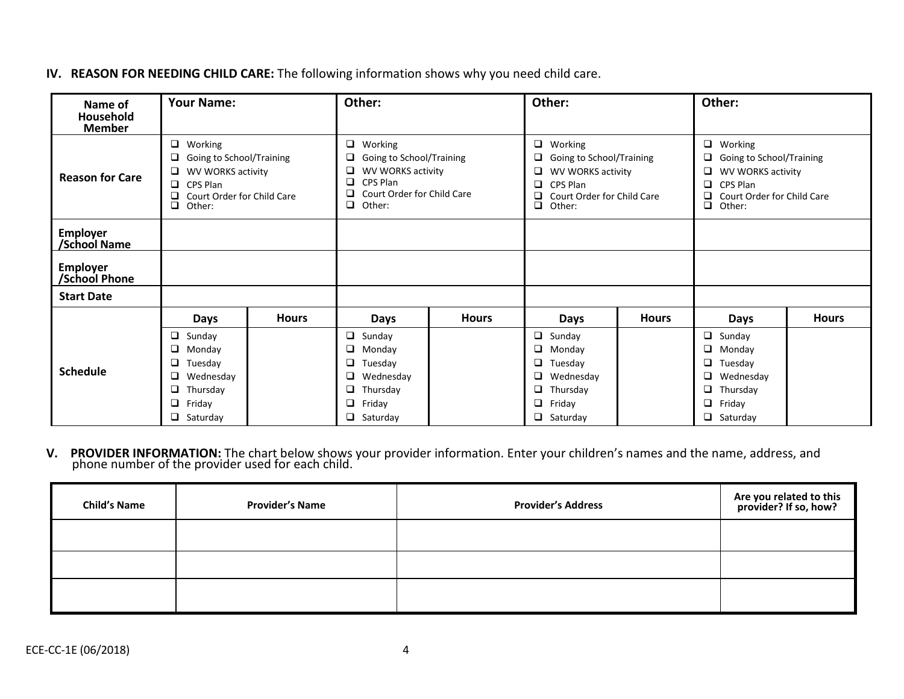**IV. REASON FOR NEEDING CHILD CARE:** The following information shows why you need child care.

| Name of Household Member | Your Name: | | Other: | | Other: | | Other: | |
|---|---|---|---|---|---|---|---|---|
| Reason for Care | ☐ Working<br>☐ Going to School/Training<br>☐ WV WORKS activity<br>☐ CPS Plan<br>☐ Court Order for Child Care<br>☐ Other: | | ☐ Working<br>☐ Going to School/Training<br>☐ WV WORKS activity<br>☐ CPS Plan<br>☐ Court Order for Child Care<br>☐ Other: | | ☐ Working<br>☐ Going to School/Training<br>☐ WV WORKS activity<br>☐ CPS Plan<br>☐ Court Order for Child Care<br>☐ Other: | | ☐ Working<br>☐ Going to School/Training<br>☐ WV WORKS activity<br>☐ CPS Plan<br>☐ Court Order for Child Care<br>☐ Other: | |
| Employer /School Name | | | | | | | | |
| Employer /School Phone | | | | | | | | |
| Start Date | | | | | | | | |
| Schedule | **Days** | **Hours** | **Days** | **Hours** | **Days** | **Hours** | **Days** | **Hours** |
| | ☐ Sunday<br>☐ Monday<br>☐ Tuesday<br>☐ Wednesday<br>☐ Thursday<br>☐ Friday<br>☐ Saturday | | ☐ Sunday<br>☐ Monday<br>☐ Tuesday<br>☐ Wednesday<br>☐ Thursday<br>☐ Friday<br>☐ Saturday | | ☐ Sunday<br>☐ Monday<br>☐ Tuesday<br>☐ Wednesday<br>☐ Thursday<br>☐ Friday<br>☐ Saturday | | ☐ Sunday<br>☐ Monday<br>☐ Tuesday<br>☐ Wednesday<br>☐ Thursday<br>☐ Friday<br>☐ Saturday | |

**V. PROVIDER INFORMATION:** The chart below shows your provider information. Enter your children's names and the name, address, and phone number of the provider used for each child.

| Child's Name | Provider's Name | Provider's Address | Are you related to this provider? If so, how? |
|---|---|---|---|
| | | | |
| | | | |
| | | | |

ECE-CC-1E (06/2018)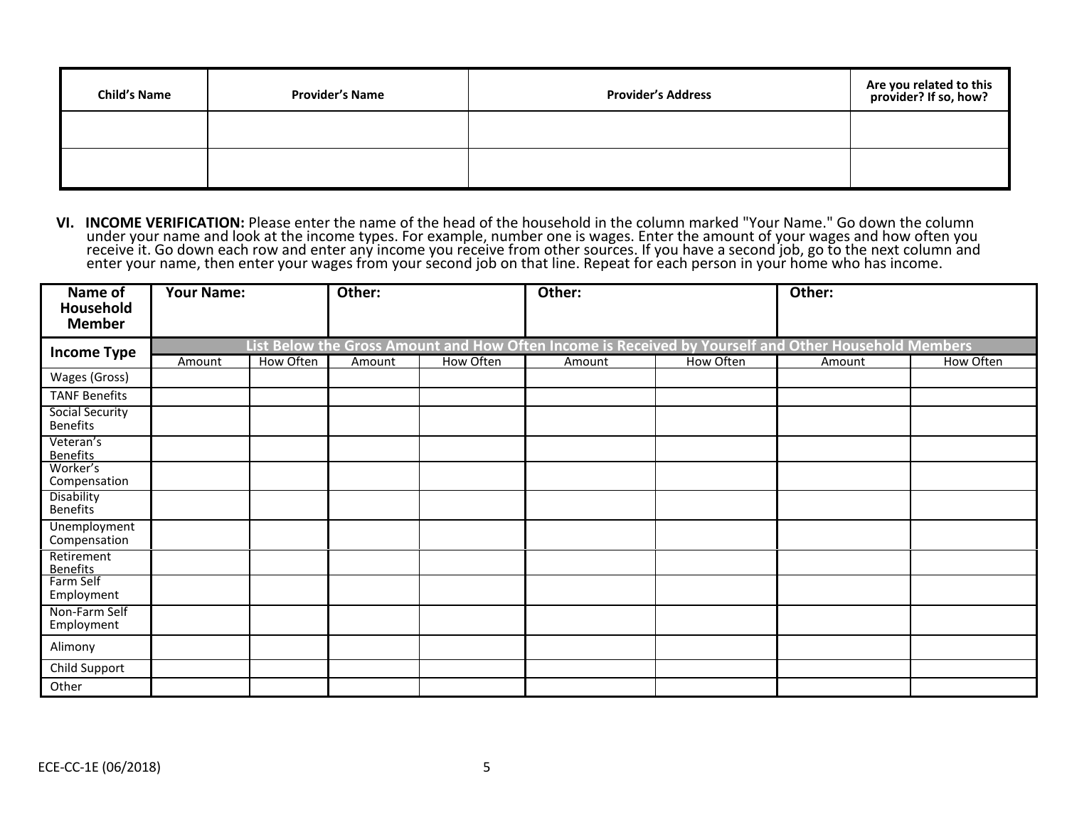| Child's Name | Provider's Name | Provider's Address | Are you related to this provider? If so, how? |
|---|---|---|---|
| | | | |
| | | | |

**VI. INCOME VERIFICATION:** Please enter the name of the head of the household in the column marked "Your Name." Go down the column under your name and look at the income types. For example, number one is wages. Enter the amount of your wages and how often you receive it. Go down each row and enter any income you receive from other sources. If you have a second job, go to the next column and enter your name, then enter your wages from your second job on that line. Repeat for each person in your home who has income.

| Name of Household Member | Your Name: | | Other: | | Other: | | Other: | |
|---|---|---|---|---|---|---|---|---|
| **Income Type** | List Below the Gross Amount and How Often Income is Received by Yourself and Other Household Members | | | | | | | |
| | Amount | How Often | Amount | How Often | Amount | How Often | Amount | How Often |
| Wages (Gross) | | | | | | | | |
| TANF Benefits | | | | | | | | |
| Social Security Benefits | | | | | | | | |
| Veteran's Benefits | | | | | | | | |
| Worker's Compensation | | | | | | | | |
| Disability Benefits | | | | | | | | |
| Unemployment Compensation | | | | | | | | |
| Retirement Benefits | | | | | | | | |
| Farm Self Employment | | | | | | | | |
| Non-Farm Self Employment | | | | | | | | |
| Alimony | | | | | | | | |
| Child Support | | | | | | | | |
| Other | | | | | | | | |

ECE-CC-1E (06/2018)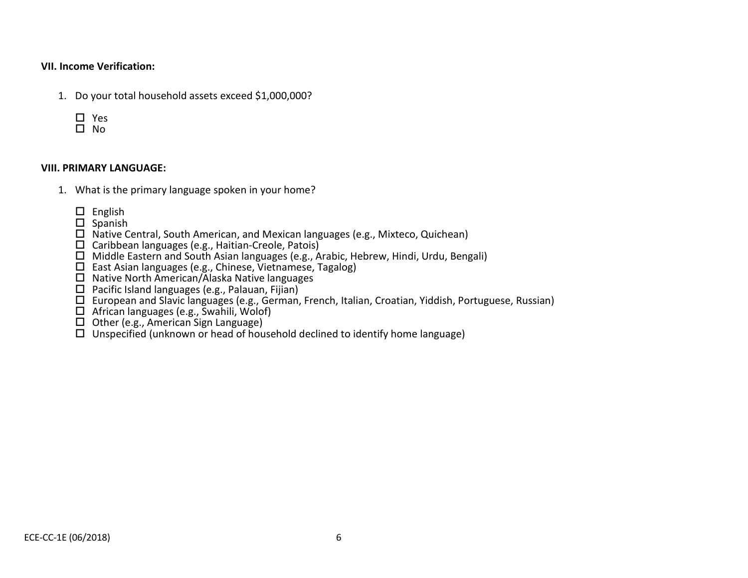**VII. Income Verification:**

1. Do your total household assets exceed $1,000,000?

   - ☐ Yes
   - ☐ No

**VIII. PRIMARY LANGUAGE:**

1. What is the primary language spoken in your home?

   - ☐ English
   - ☐ Spanish
   - ☐ Native Central, South American, and Mexican languages (e.g., Mixteco, Quichean)
   - ☐ Caribbean languages (e.g., Haitian-Creole, Patois)
   - ☐ Middle Eastern and South Asian languages (e.g., Arabic, Hebrew, Hindi, Urdu, Bengali)
   - ☐ East Asian languages (e.g., Chinese, Vietnamese, Tagalog)
   - ☐ Native North American/Alaska Native languages
   - ☐ Pacific Island languages (e.g., Palauan, Fijian)
   - ☐ European and Slavic languages (e.g., German, French, Italian, Croatian, Yiddish, Portuguese, Russian)
   - ☐ African languages (e.g., Swahili, Wolof)
   - ☐ Other (e.g., American Sign Language)
   - ☐ Unspecified (unknown or head of household declined to identify home language)

ECE-CC-1E (06/2018)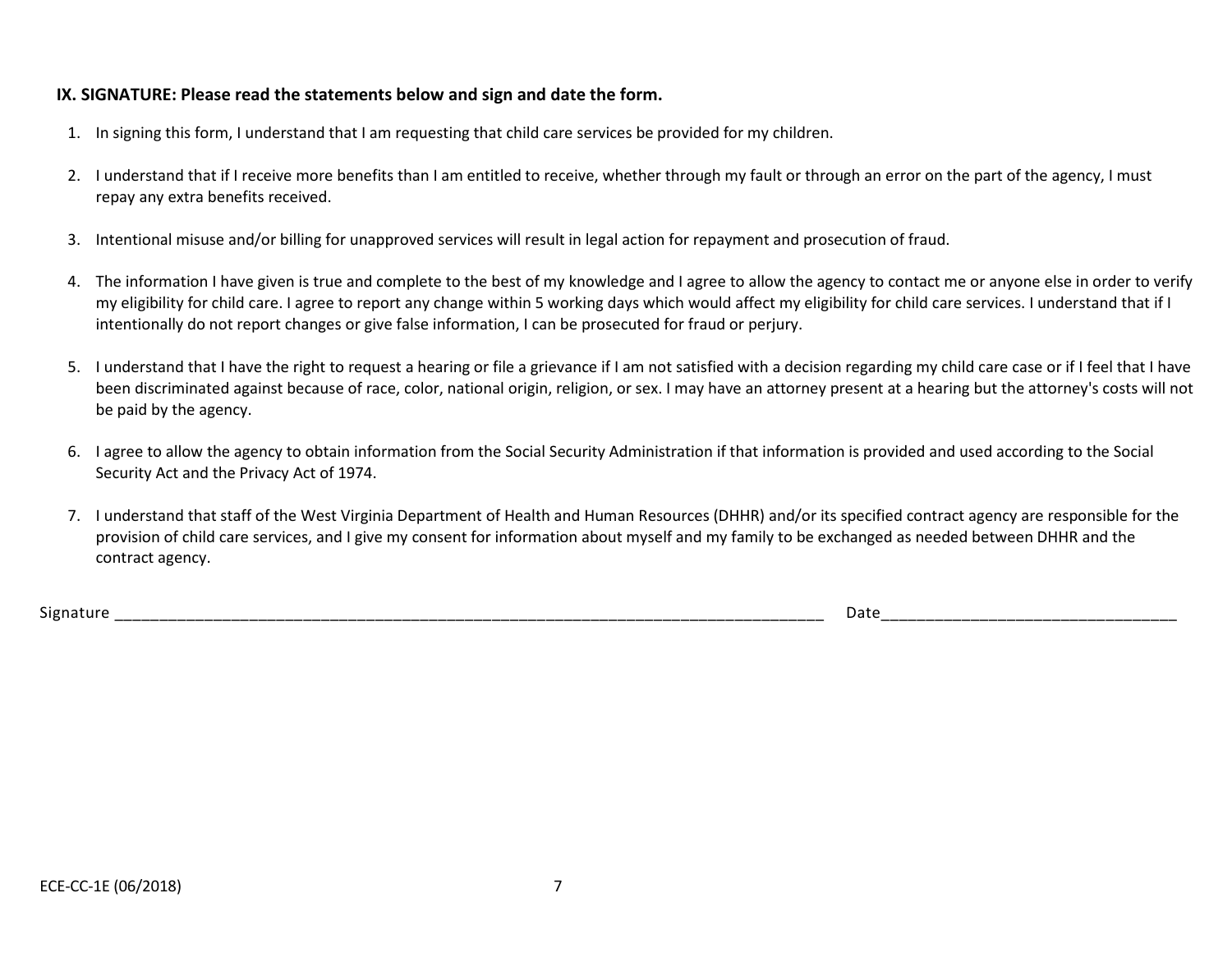### IX. SIGNATURE: Please read the statements below and sign and date the form.

1. In signing this form, I understand that I am requesting that child care services be provided for my children.

2. I understand that if I receive more benefits than I am entitled to receive, whether through my fault or through an error on the part of the agency, I must repay any extra benefits received.

3. Intentional misuse and/or billing for unapproved services will result in legal action for repayment and prosecution of fraud.

4. The information I have given is true and complete to the best of my knowledge and I agree to allow the agency to contact me or anyone else in order to verify my eligibility for child care. I agree to report any change within 5 working days which would affect my eligibility for child care services. I understand that if I intentionally do not report changes or give false information, I can be prosecuted for fraud or perjury.

5. I understand that I have the right to request a hearing or file a grievance if I am not satisfied with a decision regarding my child care case or if I feel that I have been discriminated against because of race, color, national origin, religion, or sex. I may have an attorney present at a hearing but the attorney's costs will not be paid by the agency.

6. I agree to allow the agency to obtain information from the Social Security Administration if that information is provided and used according to the Social Security Act and the Privacy Act of 1974.

7. I understand that staff of the West Virginia Department of Health and Human Resources (DHHR) and/or its specified contract agency are responsible for the provision of child care services, and I give my consent for information about myself and my family to be exchanged as needed between DHHR and the contract agency.

Signature ___________________________________________________________________________________ Date_________________________________

ECE-CC-1E (06/2018)